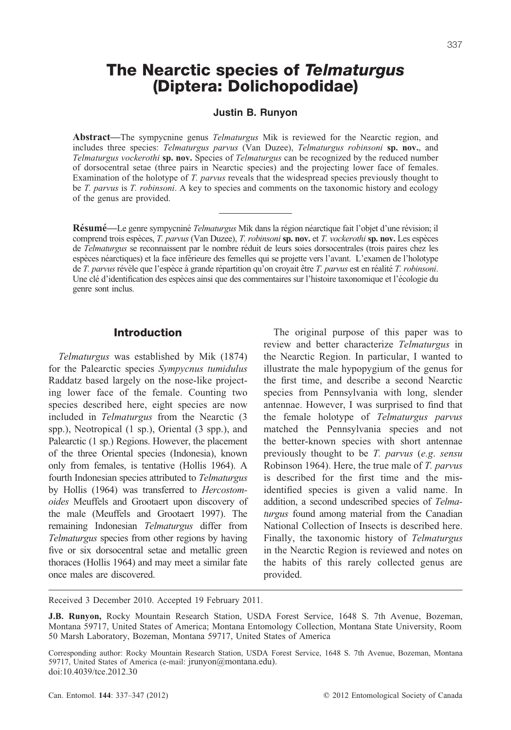# The Nearctic species of *Telmaturgus* (Diptera: Dolichopodidae)

**Justin B. Runyon**

**Abstract**—The sympycnine genus *Telmaturgus* Mik is reviewed for the Nearctic region, and includes three species: *Telmaturgus parvus* (Van Duzee), *Telmaturgus robinsoni* **sp. nov.**, and *Telmaturgus vockerothi* **sp. nov.** Species of *Telmaturgus* can be recognized by the reduced number of dorsocentral setae (three pairs in Nearctic species) and the projecting lower face of females. Examination of the holotype of *T. parvus* reveals that the widespread species previously thought to be *T. parvus* is *T. robinsoni*. A key to species and comments on the taxonomic history and ecology of the genus are provided.

**Résumé**—Le genre sympycniné *Telmaturgus* Mik dans la région néarctique fait l'objet d'une révision; il comprend trois espèces, *T. parvus* (Van Duzee), *T. robinsoni* **sp. nov.** et *T. vockerothi* **sp. nov.** Les espèces de *Telmaturgus* se reconnaissent par le nombre réduit de leurs soies dorsocentrales (trois paires chez les espèces néarctiques) et la face inférieure des femelles qui se projette vers l'avant. L'examen de l'holotype de *T. parvus* révèle que l'espèce à grande répartition qu'on croyait être *T. parvus* est en réalité *T. robinsoni*. Une clé d'identification des espèces ainsi que des commentaires sur l'histoire taxonomique et l'écologie du genre sont inclus.

## Introduction

*Telmaturgus* was established by Mik (1874) for the Palearctic species *Sympycnus tumidulus* Raddatz based largely on the nose-like projecting lower face of the female. Counting two species described here, eight species are now included in *Telmaturgus* from the Nearctic (3 spp.), Neotropical (1 sp.), Oriental (3 spp.), and Palearctic (1 sp.) Regions. However, the placement of the three Oriental species (Indonesia), known only from females, is tentative (Hollis 1964). A fourth Indonesian species attributed to *Telmaturgus* by Hollis (1964) was transferred to *Hercostomoides* Meuffels and Grootaert upon discovery of the male (Meuffels and Grootaert 1997). The remaining Indonesian *Telmaturgus* differ from *Telmaturgus* species from other regions by having five or six dorsocentral setae and metallic green thoraces (Hollis 1964) and may meet a similar fate once males are discovered.

The original purpose of this paper was to review and better characterize *Telmaturgus* in the Nearctic Region. In particular, I wanted to illustrate the male hypopygium of the genus for the first time, and describe a second Nearctic species from Pennsylvania with long, slender antennae. However, I was surprised to find that the female holotype of *Telmaturgus parvus* matched the Pennsylvania species and not the better-known species with short antennae previously thought to be *T. parvus* (*e.g.* *sensu* Robinson 1964). Here, the true male of *T. parvus* is described for the first time and the misidentified species is given a valid name. In addition, a second undescribed species of *Telmaturgus* found among material from the Canadian National Collection of Insects is described here. Finally, the taxonomic history of *Telmaturgus* in the Nearctic Region is reviewed and notes on the habits of this rarely collected genus are provided.

---

Received 3 December 2010. Accepted 19 February 2011.

**J.B. Runyon,** Rocky Mountain Research Station, USDA Forest Service, 1648 S. 7th Avenue, Bozeman, Montana 59717, United States of America; Montana Entomology Collection, Montana State University, Room 50 Marsh Laboratory, Bozeman, Montana 59717, United States of America

Corresponding author: Rocky Mountain Research Station, USDA Forest Service, 1648 S. 7th Avenue, Bozeman, Montana 59717, United States of America (e-mail: jrunyon@montana.edu).
doi:10.4039/tce.2012.30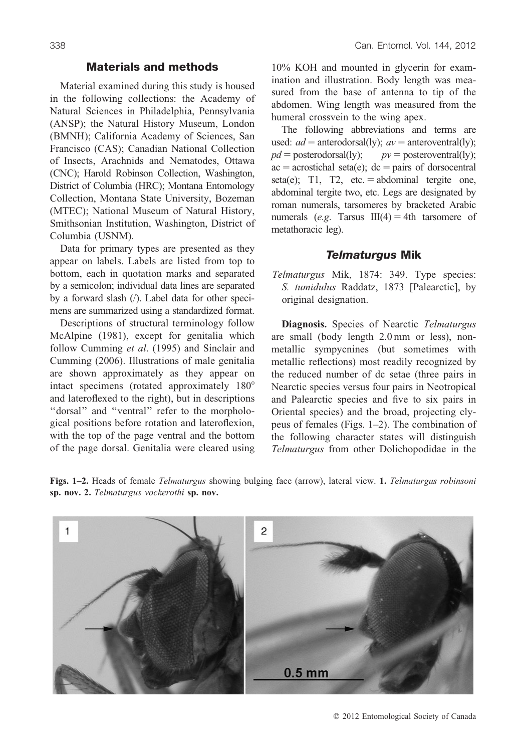## Materials and methods

Material examined during this study is housed in the following collections: the Academy of Natural Sciences in Philadelphia, Pennsylvania (ANSP); the Natural History Museum, London (BMNH); California Academy of Sciences, San Francisco (CAS); Canadian National Collection of Insects, Arachnids and Nematodes, Ottawa (CNC); Harold Robinson Collection, Washington, District of Columbia (HRC); Montana Entomology Collection, Montana State University, Bozeman (MTEC); National Museum of Natural History, Smithsonian Institution, Washington, District of Columbia (USNM).

Data for primary types are presented as they appear on labels. Labels are listed from top to bottom, each in quotation marks and separated by a semicolon; individual data lines are separated by a forward slash (/). Label data for other specimens are summarized using a standardized format.

Descriptions of structural terminology follow McAlpine (1981), except for genitalia which follow Cumming *et al*. (1995) and Sinclair and Cumming (2006). Illustrations of male genitalia are shown approximately as they appear on intact specimens (rotated approximately 180° and lateroflexed to the right), but in descriptions "dorsal" and "ventral" refer to the morphological positions before rotation and lateroflexion, with the top of the page ventral and the bottom of the page dorsal. Genitalia were cleared using 10% KOH and mounted in glycerin for examination and illustration. Body length was measured from the base of antenna to tip of the abdomen. Wing length was measured from the humeral crossvein to the wing apex.

The following abbreviations and terms are used: *ad* = anterodorsal(ly); *av* = anteroventral(ly); *pd* = posterodorsal(ly); *pv* = posteroventral(ly); ac = acrostichal seta(e); dc = pairs of dorsocentral seta(e); T1, T2, etc. = abdominal tergite one, abdominal tergite two, etc. Legs are designated by roman numerals, tarsomeres by bracketed Arabic numerals (*e.g.* Tarsus III(4) = 4th tarsomere of metathoracic leg).

## *Telmaturgus* Mik

*Telmaturgus* Mik, 1874: 349. Type species: *S. tumidulus* Raddatz, 1873 [Palearctic], by original designation.

**Diagnosis.** Species of Nearctic *Telmaturgus* are small (body length 2.0 mm or less), nonmetallic sympycnines (but sometimes with metallic reflections) most readily recognized by the reduced number of dc setae (three pairs in Nearctic species versus four pairs in Neotropical and Palearctic species and five to six pairs in Oriental species) and the broad, projecting clypeus of females (Figs. 1–2). The combination of the following character states will distinguish *Telmaturgus* from other Dolichopodidae in the

**Figs. 1–2.** Heads of female *Telmaturgus* showing bulging face (arrow), lateral view. **1.** *Telmaturgus robinsoni* **sp. nov. 2.** *Telmaturgus vockerothi* **sp. nov.**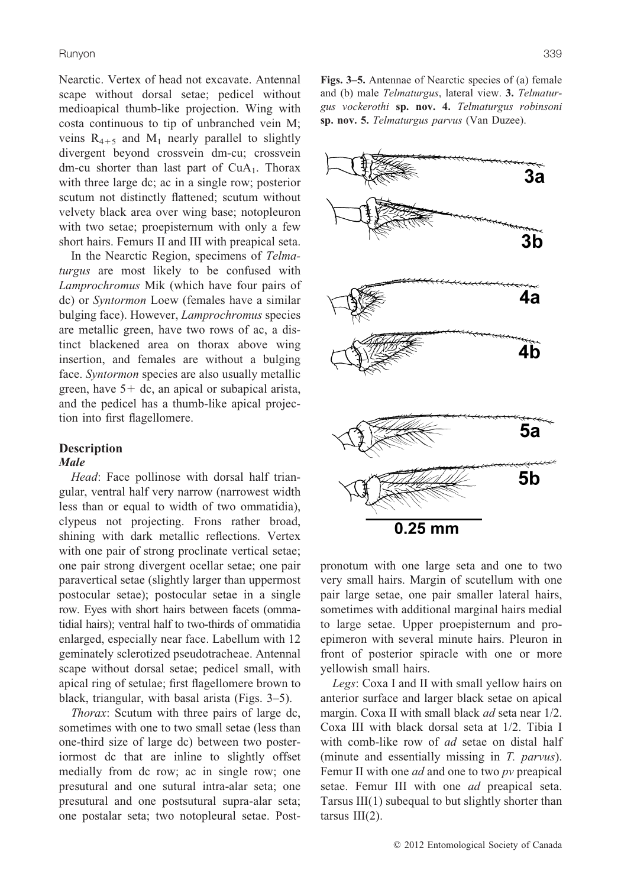Nearctic. Vertex of head not excavate. Antennal scape without dorsal setae; pedicel without medioapical thumb-like projection. Wing with costa continuous to tip of unbranched vein M; veins $R_{4+5}$ and $M_1$ nearly parallel to slightly divergent beyond crossvein dm-cu; crossvein dm-cu shorter than last part of $CuA_1$. Thorax with three large dc; ac in a single row; posterior scutum not distinctly flattened; scutum without velvety black area over wing base; notopleuron with two setae; proepisternum with only a few short hairs. Femurs II and III with preapical seta.

In the Nearctic Region, specimens of *Telmaturgus* are most likely to be confused with *Lamprochromus* Mik (which have four pairs of dc) or *Syntormon* Loew (females have a similar bulging face). However, *Lamprochromus* species are metallic green, have two rows of ac, a distinct blackened area on thorax above wing insertion, and females are without a bulging face. *Syntormon* species are also usually metallic green, have 5+ dc, an apical or subapical arista, and the pedicel has a thumb-like apical projection into first flagellomere.

**Figs. 3–5.** Antennae of Nearctic species of (a) female and (b) male *Telmaturgus*, lateral view. **3.** *Telmaturgus vockerothi* **sp. nov. 4.** *Telmaturgus robinsoni* **sp. nov. 5.** *Telmaturgus parvus* (Van Duzee).

## Description

### *Male*

*Head*: Face pollinose with dorsal half triangular, ventral half very narrow (narrowest width less than or equal to width of two ommatidia), clypeus not projecting. Frons rather broad, shining with dark metallic reflections. Vertex with one pair of strong proclinate vertical setae; one pair strong divergent ocellar setae; one pair paravertical setae (slightly larger than uppermost postocular setae); postocular setae in a single row. Eyes with short hairs between facets (ommatidial hairs); ventral half to two-thirds of ommatidia enlarged, especially near face. Labellum with 12 geminately sclerotized pseudotracheae. Antennal scape without dorsal setae; pedicel small, with apical ring of setulae; first flagellomere brown to black, triangular, with basal arista (Figs. 3–5).

*Thorax*: Scutum with three pairs of large dc, sometimes with one to two small setae (less than one-third size of large dc) between two posteriormost dc that are inline to slightly offset medially from dc row; ac in single row; one presutural and one sutural intra-alar seta; one presutural and one postsutural supra-alar seta; one postalar seta; two notopleural setae. Postpronotum with one large seta and one to two very small hairs. Margin of scutellum with one pair large setae, one pair smaller lateral hairs, sometimes with additional marginal hairs medial to large setae. Upper proepisternum and proepimeron with several minute hairs. Pleuron in front of posterior spiracle with one or more yellowish small hairs.

*Legs*: Coxa I and II with small yellow hairs on anterior surface and larger black setae on apical margin. Coxa II with small black *ad* seta near 1/2. Coxa III with black dorsal seta at 1/2. Tibia I with comb-like row of *ad* setae on distal half (minute and essentially missing in *T. parvus*). Femur II with one *ad* and one to two *pv* preapical setae. Femur III with one *ad* preapical seta. Tarsus III(1) subequal to but slightly shorter than tarsus III(2).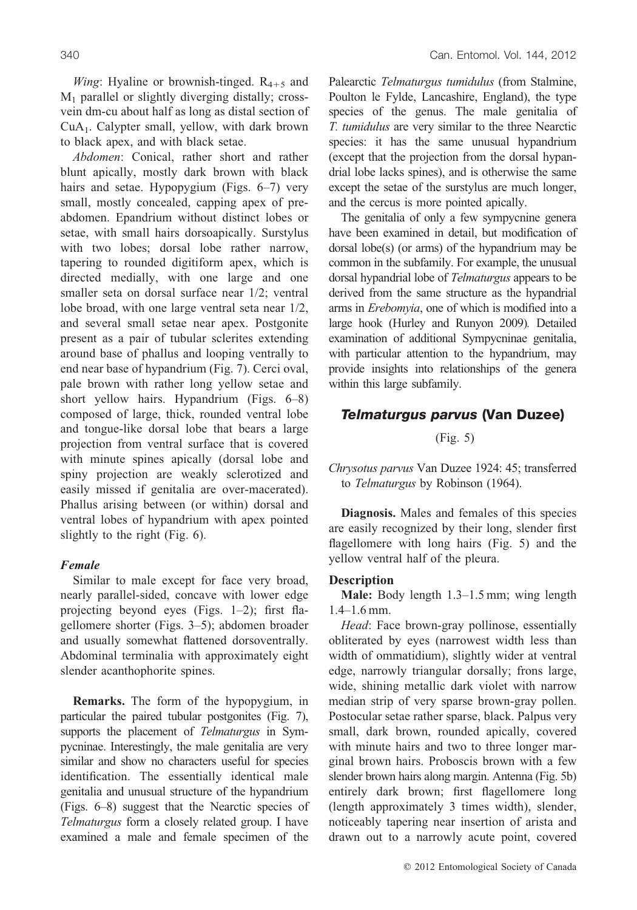*Wing*: Hyaline or brownish-tinged. $R_{4+5}$ and $M_1$ parallel or slightly diverging distally; crossvein dm-cu about half as long as distal section of $CuA_1$. Calypter small, yellow, with dark brown to black apex, and with black setae.

*Abdomen*: Conical, rather short and rather blunt apically, mostly dark brown with black hairs and setae. Hypopygium (Figs. 6–7) very small, mostly concealed, capping apex of preabdomen. Epandrium without distinct lobes or setae, with small hairs dorsoapically. Surstylus with two lobes; dorsal lobe rather narrow, tapering to rounded digitiform apex, which is directed medially, with one large and one smaller seta on dorsal surface near 1/2; ventral lobe broad, with one large ventral seta near 1/2, and several small setae near apex. Postgonite present as a pair of tubular sclerites extending around base of phallus and looping ventrally to end near base of hypandrium (Fig. 7). Cerci oval, pale brown with rather long yellow setae and short yellow hairs. Hypandrium (Figs. 6–8) composed of large, thick, rounded ventral lobe and tongue-like dorsal lobe that bears a large projection from ventral surface that is covered with minute spines apically (dorsal lobe and spiny projection are weakly sclerotized and easily missed if genitalia are over-macerated). Phallus arising between (or within) dorsal and ventral lobes of hypandrium with apex pointed slightly to the right (Fig. 6).

#### Female

Similar to male except for face very broad, nearly parallel-sided, concave with lower edge projecting beyond eyes (Figs. 1–2); first flagellomere shorter (Figs. 3–5); abdomen broader and usually somewhat flattened dorsoventrally. Abdominal terminalia with approximately eight slender acanthophorite spines.

**Remarks.** The form of the hypopygium, in particular the paired tubular postgonites (Fig. 7), supports the placement of *Telmaturgus* in Sympycninae. Interestingly, the male genitalia are very similar and show no characters useful for species identification. The essentially identical male genitalia and unusual structure of the hypandrium (Figs. 6–8) suggest that the Nearctic species of *Telmaturgus* form a closely related group. I have examined a male and female specimen of the Palearctic *Telmaturgus tumidulus* (from Stalmine, Poulton le Fylde, Lancashire, England), the type species of the genus. The male genitalia of *T. tumidulus* are very similar to the three Nearctic species: it has the same unusual hypandrium (except that the projection from the dorsal hypandrial lobe lacks spines), and is otherwise the same except the setae of the surstylus are much longer, and the cercus is more pointed apically.

The genitalia of only a few sympycnine genera have been examined in detail, but modification of dorsal lobe(s) (or arms) of the hypandrium may be common in the subfamily. For example, the unusual dorsal hypandrial lobe of *Telmaturgus* appears to be derived from the same structure as the hypandrial arms in *Erebomyia*, one of which is modified into a large hook (Hurley and Runyon 2009). Detailed examination of additional Sympycninae genitalia, with particular attention to the hypandrium, may provide insights into relationships of the genera within this large subfamily.

## *Telmaturgus parvus* (Van Duzee)

(Fig. 5)

*Chrysotus parvus* Van Duzee 1924: 45; transferred to *Telmaturgus* by Robinson (1964).

**Diagnosis.** Males and females of this species are easily recognized by their long, slender first flagellomere with long hairs (Fig. 5) and the yellow ventral half of the pleura.

### Description

**Male:** Body length 1.3–1.5 mm; wing length 1.4–1.6 mm.

*Head*: Face brown-gray pollinose, essentially obliterated by eyes (narrowest width less than width of ommatidium), slightly wider at ventral edge, narrowly triangular dorsally; frons large, wide, shining metallic dark violet with narrow median strip of very sparse brown-gray pollen. Postocular setae rather sparse, black. Palpus very small, dark brown, rounded apically, covered with minute hairs and two to three longer marginal brown hairs. Proboscis brown with a few slender brown hairs along margin. Antenna (Fig. 5b) entirely dark brown; first flagellomere long (length approximately 3 times width), slender, noticeably tapering near insertion of arista and drawn out to a narrowly acute point, covered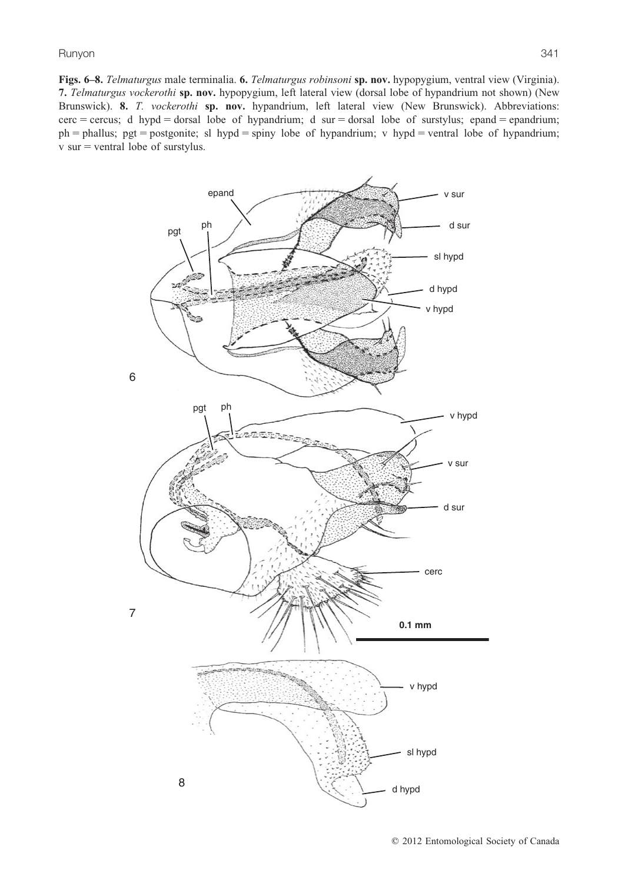**Figs. 6–8.** *Telmaturgus* male terminalia. **6.** *Telmaturgus robinsoni* **sp. nov.** hypopygium, ventral view (Virginia). **7.** *Telmaturgus vockerothi* **sp. nov.** hypopygium, left lateral view (dorsal lobe of hypandrium not shown) (New Brunswick). **8.** *T. vockerothi* **sp. nov.** hypandrium, left lateral view (New Brunswick). Abbreviations: cerc = cercus; d hypd = dorsal lobe of hypandrium; d sur = dorsal lobe of surstylus; epand = epandrium; ph = phallus; pgt = postgonite; sl hypd = spiny lobe of hypandrium; v hypd = ventral lobe of hypandrium; v sur = ventral lobe of surstylus.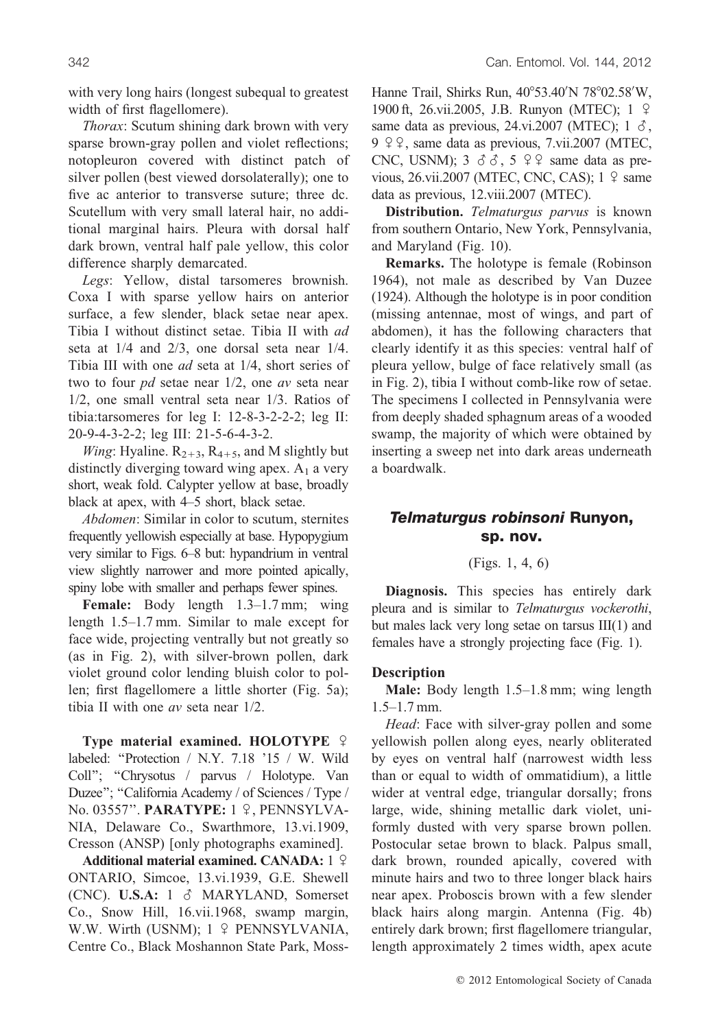with very long hairs (longest subequal to greatest width of first flagellomere).

*Thorax*: Scutum shining dark brown with very sparse brown-gray pollen and violet reflections; notopleuron covered with distinct patch of silver pollen (best viewed dorsolaterally); one to five ac anterior to transverse suture; three dc. Scutellum with very small lateral hair, no additional marginal hairs. Pleura with dorsal half dark brown, ventral half pale yellow, this color difference sharply demarcated.

*Legs*: Yellow, distal tarsomeres brownish. Coxa I with sparse yellow hairs on anterior surface, a few slender, black setae near apex. Tibia I without distinct setae. Tibia II with *ad* seta at 1/4 and 2/3, one dorsal seta near 1/4. Tibia III with one *ad* seta at 1/4, short series of two to four *pd* setae near 1/2, one *av* seta near 1/2, one small ventral seta near 1/3. Ratios of tibia:tarsomeres for leg I: 12-8-3-2-2-2; leg II: 20-9-4-3-2-2; leg III: 21-5-6-4-3-2.

*Wing*: Hyaline. $R_{2+3}$, $R_{4+5}$, and M slightly but distinctly diverging toward wing apex. $A_1$ a very short, weak fold. Calypter yellow at base, broadly black at apex, with 4–5 short, black setae.

*Abdomen*: Similar in color to scutum, sternites frequently yellowish especially at base. Hypopygium very similar to Figs. 6–8 but: hypandrium in ventral view slightly narrower and more pointed apically, spiny lobe with smaller and perhaps fewer spines.

**Female:** Body length 1.3–1.7 mm; wing length 1.5–1.7 mm. Similar to male except for face wide, projecting ventrally but not greatly so (as in Fig. 2), with silver-brown pollen, dark violet ground color lending bluish color to pollen; first flagellomere a little shorter (Fig. 5a); tibia II with one *av* seta near 1/2.

**Type material examined. HOLOTYPE** ♀ labeled: "Protection / N.Y. 7.18 '15 / W. Wild Coll"; "Chrysotus / parvus / Holotype. Van Duzee"; "California Academy / of Sciences / Type / No. 03557". **PARATYPE:** 1 ♀, PENNSYLVANIA, Delaware Co., Swarthmore, 13.vi.1909, Cresson (ANSP) [only photographs examined].

**Additional material examined. CANADA:** 1 ♀ ONTARIO, Simcoe, 13.vi.1939, G.E. Shewell (CNC). **U.S.A:** 1 ♂ MARYLAND, Somerset Co., Snow Hill, 16.vii.1968, swamp margin, W.W. Wirth (USNM); 1 ♀ PENNSYLVANIA, Centre Co., Black Moshannon State Park, Moss-Hanne Trail, Shirks Run, 40°53.40′N 78°02.58′W, 1900 ft, 26.vii.2005, J.B. Runyon (MTEC); 1 ♀ same data as previous, 24.vi.2007 (MTEC); 1 ♂, 9 ♀♀, same data as previous, 7.vii.2007 (MTEC, CNC, USNM); 3 ♂♂, 5 ♀♀ same data as previous, 26.vii.2007 (MTEC, CNC, CAS); 1 ♀ same data as previous, 12.viii.2007 (MTEC).

**Distribution.** *Telmaturgus parvus* is known from southern Ontario, New York, Pennsylvania, and Maryland (Fig. 10).

**Remarks.** The holotype is female (Robinson 1964), not male as described by Van Duzee (1924). Although the holotype is in poor condition (missing antennae, most of wings, and part of abdomen), it has the following characters that clearly identify it as this species: ventral half of pleura yellow, bulge of face relatively small (as in Fig. 2), tibia I without comb-like row of setae. The specimens I collected in Pennsylvania were from deeply shaded sphagnum areas of a wooded swamp, the majority of which were obtained by inserting a sweep net into dark areas underneath a boardwalk.

## *Telmaturgus robinsoni* Runyon, sp. nov.

(Figs. 1, 4, 6)

**Diagnosis.** This species has entirely dark pleura and is similar to *Telmaturgus vockerothi*, but males lack very long setae on tarsus III(1) and females have a strongly projecting face (Fig. 1).

### Description

**Male:** Body length 1.5–1.8 mm; wing length 1.5–1.7 mm.

*Head*: Face with silver-gray pollen and some yellowish pollen along eyes, nearly obliterated by eyes on ventral half (narrowest width less than or equal to width of ommatidium), a little wider at ventral edge, triangular dorsally; frons large, wide, shining metallic dark violet, uniformly dusted with very sparse brown pollen. Postocular setae brown to black. Palpus small, dark brown, rounded apically, covered with minute hairs and two to three longer black hairs near apex. Proboscis brown with a few slender black hairs along margin. Antenna (Fig. 4b) entirely dark brown; first flagellomere triangular, length approximately 2 times width, apex acute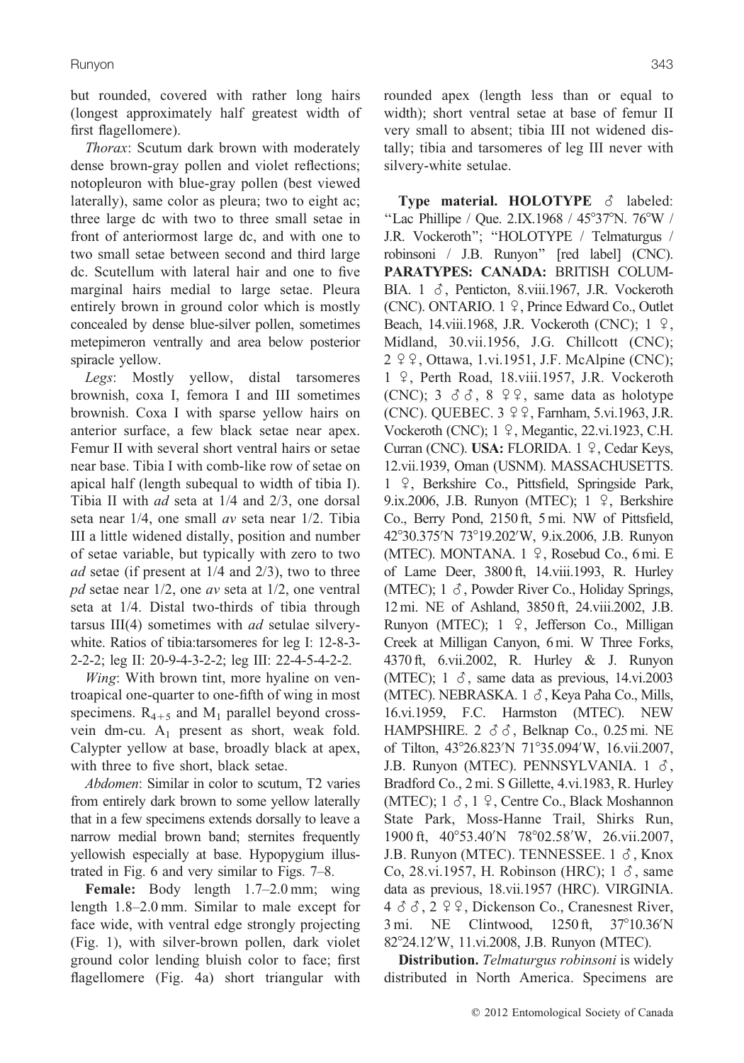but rounded, covered with rather long hairs (longest approximately half greatest width of first flagellomere).

*Thorax*: Scutum dark brown with moderately dense brown-gray pollen and violet reflections; notopleuron with blue-gray pollen (best viewed laterally), same color as pleura; two to eight ac; three large dc with two to three small setae in front of anteriormost large dc, and with one to two small setae between second and third large dc. Scutellum with lateral hair and one to five marginal hairs medial to large setae. Pleura entirely brown in ground color which is mostly concealed by dense blue-silver pollen, sometimes metepimeron ventrally and area below posterior spiracle yellow.

*Legs*: Mostly yellow, distal tarsomeres brownish, coxa I, femora I and III sometimes brownish. Coxa I with sparse yellow hairs on anterior surface, a few black setae near apex. Femur II with several short ventral hairs or setae near base. Tibia I with comb-like row of setae on apical half (length subequal to width of tibia I). Tibia II with *ad* seta at 1/4 and 2/3, one dorsal seta near 1/4, one small *av* seta near 1/2. Tibia III a little widened distally, position and number of setae variable, but typically with zero to two *ad* setae (if present at 1/4 and 2/3), two to three *pd* setae near 1/2, one *av* seta at 1/2, one ventral seta at 1/4. Distal two-thirds of tibia through tarsus III(4) sometimes with *ad* setulae silvery-white. Ratios of tibia:tarsomeres for leg I: 12-8-3-2-2-2; leg II: 20-9-4-3-2-2; leg III: 22-4-5-4-2-2.

*Wing*: With brown tint, more hyaline on ventroapical one-quarter to one-fifth of wing in most specimens. $R_{4+5}$ and $M_1$ parallel beyond crossvein dm-cu. $A_1$ present as short, weak fold. Calypter yellow at base, broadly black at apex, with three to five short, black setae.

*Abdomen*: Similar in color to scutum, T2 varies from entirely dark brown to some yellow laterally that in a few specimens extends dorsally to leave a narrow medial brown band; sternites frequently yellowish especially at base. Hypopygium illustrated in Fig. 6 and very similar to Figs. 7–8.

**Female:** Body length 1.7–2.0 mm; wing length 1.8–2.0 mm. Similar to male except for face wide, with ventral edge strongly projecting (Fig. 1), with silver-brown pollen, dark violet ground color lending bluish color to face; first flagellomere (Fig. 4a) short triangular with rounded apex (length less than or equal to width); short ventral setae at base of femur II very small to absent; tibia III not widened distally; tibia and tarsomeres of leg III never with silvery-white setulae.

**Type material. HOLOTYPE** ♂ labeled: "Lac Phillipe / Que. 2.IX.1968 / 45°37′N. 76°W / J.R. Vockeroth"; "HOLOTYPE / Telmaturgus / robinsoni / J.B. Runyon" [red label] (CNC). **PARATYPES: CANADA:** BRITISH COLUMBIA. 1 ♂, Penticton, 8.viii.1967, J.R. Vockeroth (CNC). ONTARIO. 1 ♀, Prince Edward Co., Outlet Beach, 14.viii.1968, J.R. Vockeroth (CNC); 1 ♀, Midland, 30.vii.1956, J.G. Chillcott (CNC); 2 ♀♀, Ottawa, 1.vi.1951, J.F. McAlpine (CNC); 1 ♀, Perth Road, 18.viii.1957, J.R. Vockeroth (CNC); 3 ♂♂, 8 ♀♀, same data as holotype (CNC). QUEBEC. 3 ♀♀, Farnham, 5.vi.1963, J.R. Vockeroth (CNC); 1 ♀, Megantic, 22.vi.1923, C.H. Curran (CNC). **USA:** FLORIDA. 1 ♀, Cedar Keys, 12.vii.1939, Oman (USNM). MASSACHUSETTS. 1 ♀, Berkshire Co., Pittsfield, Springside Park, 9.ix.2006, J.B. Runyon (MTEC); 1 ♀, Berkshire Co., Berry Pond, 2150 ft, 5 mi. NW of Pittsfield, 42°30.375′N 73°19.202′W, 9.ix.2006, J.B. Runyon (MTEC). MONTANA. 1 ♀, Rosebud Co., 6 mi. E of Lame Deer, 3800 ft, 14.viii.1993, R. Hurley (MTEC); 1 ♂, Powder River Co., Holiday Springs, 12 mi. NE of Ashland, 3850 ft, 24.viii.2002, J.B. Runyon (MTEC); 1 ♀, Jefferson Co., Milligan Creek at Milligan Canyon, 6 mi. W Three Forks, 4370 ft, 6.vii.2002, R. Hurley & J. Runyon (MTEC); 1 ♂, same data as previous, 14.vi.2003 (MTEC). NEBRASKA. 1 ♂, Keya Paha Co., Mills, 16.vi.1959, F.C. Harmston (MTEC). NEW HAMPSHIRE. 2 ♂♂, Belknap Co., 0.25 mi. NE of Tilton, 43°26.823′N 71°35.094′W, 16.vii.2007, J.B. Runyon (MTEC). PENNSYLVANIA. 1 ♂, Bradford Co., 2 mi. S Gillette, 4.vi.1983, R. Hurley (MTEC); 1 ♂, 1 ♀, Centre Co., Black Moshannon State Park, Moss-Hanne Trail, Shirks Run, 1900 ft, 40°53.40′N 78°02.58′W, 26.vii.2007, J.B. Runyon (MTEC). TENNESSEE. 1 ♂, Knox Co, 28.vi.1957, H. Robinson (HRC); 1 ♂, same data as previous, 18.vii.1957 (HRC). VIRGINIA. 4 ♂♂, 2 ♀♀, Dickenson Co., Cranesnest River, 3 mi. NE Clintwood, 1250 ft, 37°10.36′N 82°24.12′W, 11.vi.2008, J.B. Runyon (MTEC).

**Distribution.** *Telmaturgus robinsoni* is widely distributed in North America. Specimens are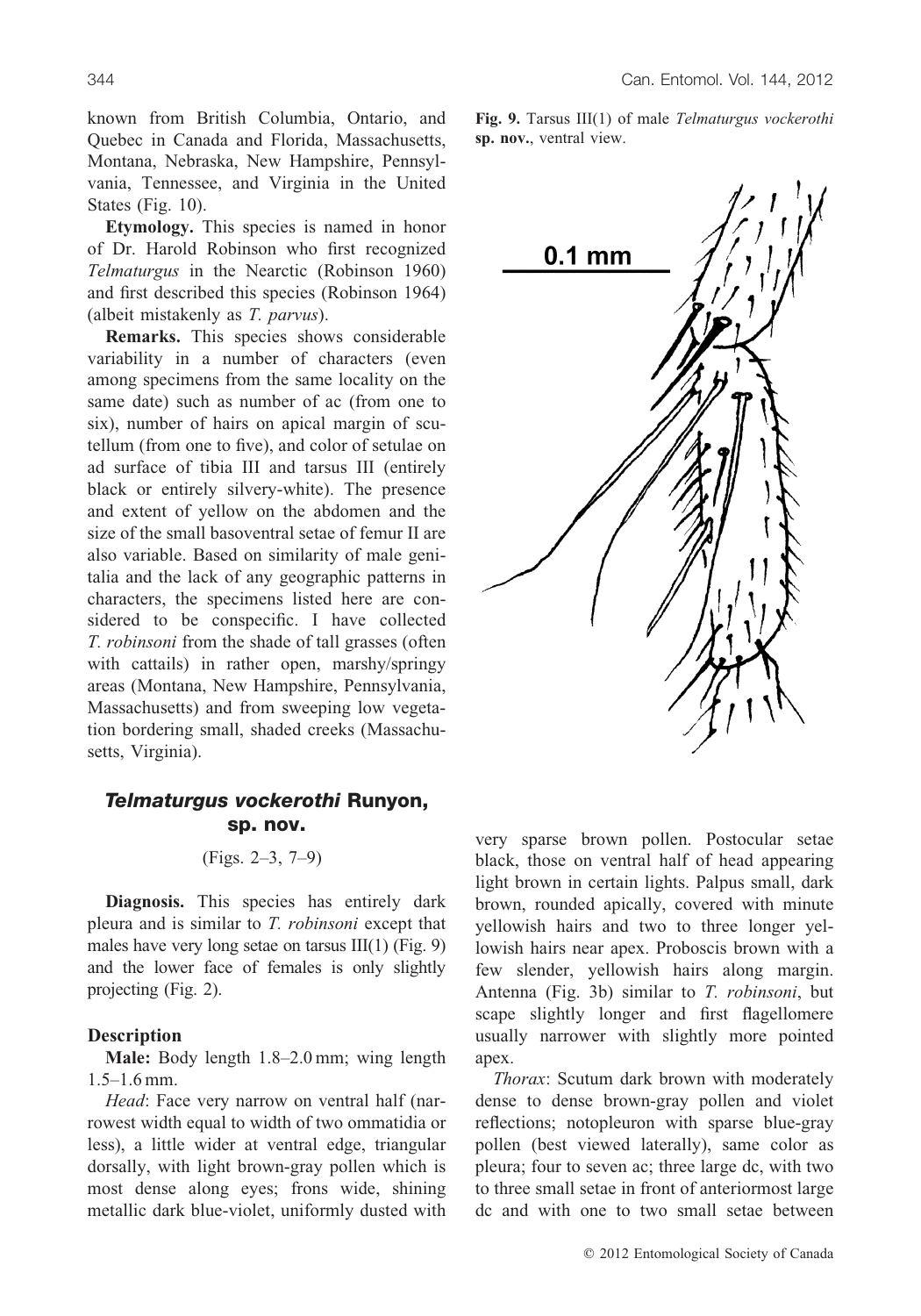known from British Columbia, Ontario, and Quebec in Canada and Florida, Massachusetts, Montana, Nebraska, New Hampshire, Pennsylvania, Tennessee, and Virginia in the United States (Fig. 10).

**Etymology.** This species is named in honor of Dr. Harold Robinson who first recognized *Telmaturgus* in the Nearctic (Robinson 1960) and first described this species (Robinson 1964) (albeit mistakenly as *T. parvus*).

**Remarks.** This species shows considerable variability in a number of characters (even among specimens from the same locality on the same date) such as number of ac (from one to six), number of hairs on apical margin of scutellum (from one to five), and color of setulae on ad surface of tibia III and tarsus III (entirely black or entirely silvery-white). The presence and extent of yellow on the abdomen and the size of the small basoventral setae of femur II are also variable. Based on similarity of male genitalia and the lack of any geographic patterns in characters, the specimens listed here are considered to be conspecific. I have collected *T. robinsoni* from the shade of tall grasses (often with cattails) in rather open, marshy/springy areas (Montana, New Hampshire, Pennsylvania, Massachusetts) and from sweeping low vegetation bordering small, shaded creeks (Massachusetts, Virginia).

**Fig. 9.** Tarsus III(1) of male *Telmaturgus vockerothi* **sp. nov.**, ventral view.

## *Telmaturgus vockerothi* Runyon, sp. nov.

(Figs. 2–3, 7–9)

**Diagnosis.** This species has entirely dark pleura and is similar to *T. robinsoni* except that males have very long setae on tarsus III(1) (Fig. 9) and the lower face of females is only slightly projecting (Fig. 2).

### Description

**Male:** Body length 1.8–2.0 mm; wing length 1.5–1.6 mm.

*Head*: Face very narrow on ventral half (narrowest width equal to width of two ommatidia or less), a little wider at ventral edge, triangular dorsally, with light brown-gray pollen which is most dense along eyes; frons wide, shining metallic dark blue-violet, uniformly dusted with very sparse brown pollen. Postocular setae black, those on ventral half of head appearing light brown in certain lights. Palpus small, dark brown, rounded apically, covered with minute yellowish hairs and two to three longer yellowish hairs near apex. Proboscis brown with a few slender, yellowish hairs along margin. Antenna (Fig. 3b) similar to *T. robinsoni*, but scape slightly longer and first flagellomere usually narrower with slightly more pointed apex.

*Thorax*: Scutum dark brown with moderately dense to dense brown-gray pollen and violet reflections; notopleuron with sparse blue-gray pollen (best viewed laterally), same color as pleura; four to seven ac; three large dc, with two to three small setae in front of anteriormost large dc and with one to two small setae between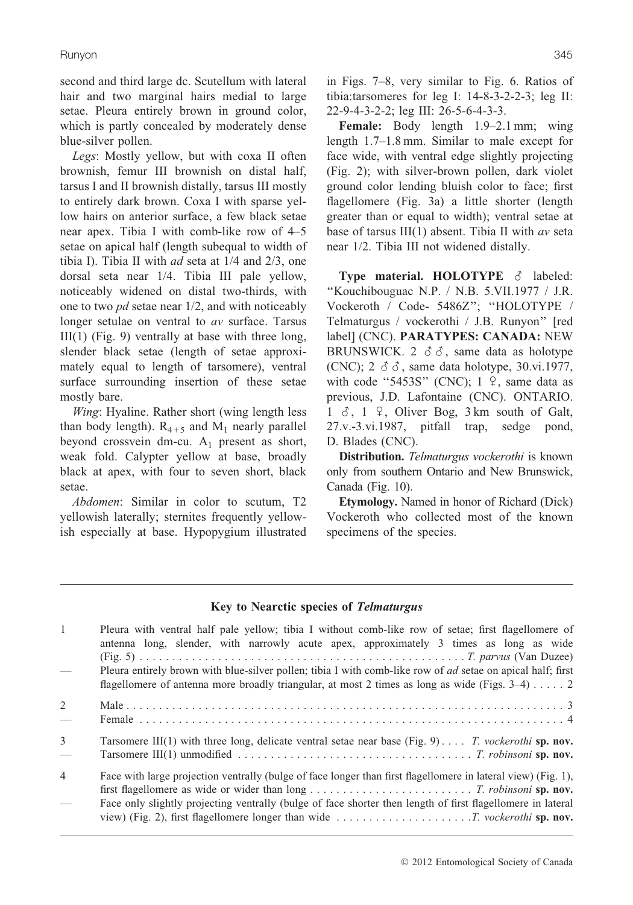second and third large dc. Scutellum with lateral hair and two marginal hairs medial to large setae. Pleura entirely brown in ground color, which is partly concealed by moderately dense blue-silver pollen.

*Legs*: Mostly yellow, but with coxa II often brownish, femur III brownish on distal half, tarsus I and II brownish distally, tarsus III mostly to entirely dark brown. Coxa I with sparse yellow hairs on anterior surface, a few black setae near apex. Tibia I with comb-like row of 4–5 setae on apical half (length subequal to width of tibia I). Tibia II with *ad* seta at 1/4 and 2/3, one dorsal seta near 1/4. Tibia III pale yellow, noticeably widened on distal two-thirds, with one to two *pd* setae near 1/2, and with noticeably longer setulae on ventral to *av* surface. Tarsus III(1) (Fig. 9) ventrally at base with three long, slender black setae (length of setae approximately equal to length of tarsomere), ventral surface surrounding insertion of these setae mostly bare.

*Wing*: Hyaline. Rather short (wing length less than body length). $R_{4+5}$ and $M_1$ nearly parallel beyond crossvein dm-cu. $A_1$ present as short, weak fold. Calypter yellow at base, broadly black at apex, with four to seven short, black setae.

*Abdomen*: Similar in color to scutum, T2 yellowish laterally; sternites frequently yellowish especially at base. Hypopygium illustrated in Figs. 7–8, very similar to Fig. 6. Ratios of tibia:tarsomeres for leg I: 14-8-3-2-2-3; leg II: 22-9-4-3-2-2; leg III: 26-5-6-4-3-3.

**Female:** Body length 1.9–2.1 mm; wing length 1.7–1.8 mm. Similar to male except for face wide, with ventral edge slightly projecting (Fig. 2); with silver-brown pollen, dark violet ground color lending bluish color to face; first flagellomere (Fig. 3a) a little shorter (length greater than or equal to width); ventral setae at base of tarsus III(1) absent. Tibia II with *av* seta near 1/2. Tibia III not widened distally.

**Type material. HOLOTYPE** ♂ labeled: "Kouchibouguac N.P. / N.B. 5.VII.1977 / J.R. Vockeroth / Code- 5486Z"; "HOLOTYPE / Telmaturgus / vockerothi / J.B. Runyon" [red label] (CNC). **PARATYPES: CANADA:** NEW BRUNSWICK. 2 ♂♂, same data as holotype (CNC); 2 ♂♂, same data holotype, 30.vi.1977, with code "5453S" (CNC); 1 ♀, same data as previous, J.D. Lafontaine (CNC). ONTARIO. 1 ♂, 1 ♀, Oliver Bog, 3 km south of Galt, 27.v.-3.vi.1987, pitfall trap, sedge pond, D. Blades (CNC).

**Distribution.** *Telmaturgus vockerothi* is known only from southern Ontario and New Brunswick, Canada (Fig. 10).

**Etymology.** Named in honor of Richard (Dick) Vockeroth who collected most of the known specimens of the species.

## Key to Nearctic species of *Telmaturgus*

1 Pleura with ventral half pale yellow; tibia I without comb-like row of setae; first flagellomere of antenna long, slender, with narrowly acute apex, approximately 3 times as long as wide (Fig. 5) . . . . . . . . . . . . . . . . . . . . . . . . . . . . . . . . . . . . . . . . . . . . . . . . *T. parvus* (Van Duzee)

— Pleura entirely brown with blue-silver pollen; tibia I with comb-like row of *ad* setae on apical half; first flagellomere of antenna more broadly triangular, at most 2 times as long as wide (Figs. 3–4) . . . . . 2

2 Male . . . . . . . . . . . . . . . . . . . . . . . . . . . . . . . . . . . . . . . . . . . . . . . . . . . . . . . . . . . . . . . . . 3

— Female . . . . . . . . . . . . . . . . . . . . . . . . . . . . . . . . . . . . . . . . . . . . . . . . . . . . . . . . . . . . . . . 4

3 Tarsomere III(1) with three long, delicate ventral setae near base (Fig. 9) . . . . *T. vockerothi* **sp. nov.**

— Tarsomere III(1) unmodified . . . . . . . . . . . . . . . . . . . . . . . . . . . . . . . . . . . . *T. robinsoni* **sp. nov.**

4 Face with large projection ventrally (bulge of face longer than first flagellomere in lateral view) (Fig. 1), first flagellomere as wide or wider than long . . . . . . . . . . . . . . . . . . . . . . . . *T. robinsoni* **sp. nov.**

— Face only slightly projecting ventrally (bulge of face shorter then length of first flagellomere in lateral view) (Fig. 2), first flagellomere longer than wide . . . . . . . . . . . . . . . . . . . . *T. vockerothi* **sp. nov.**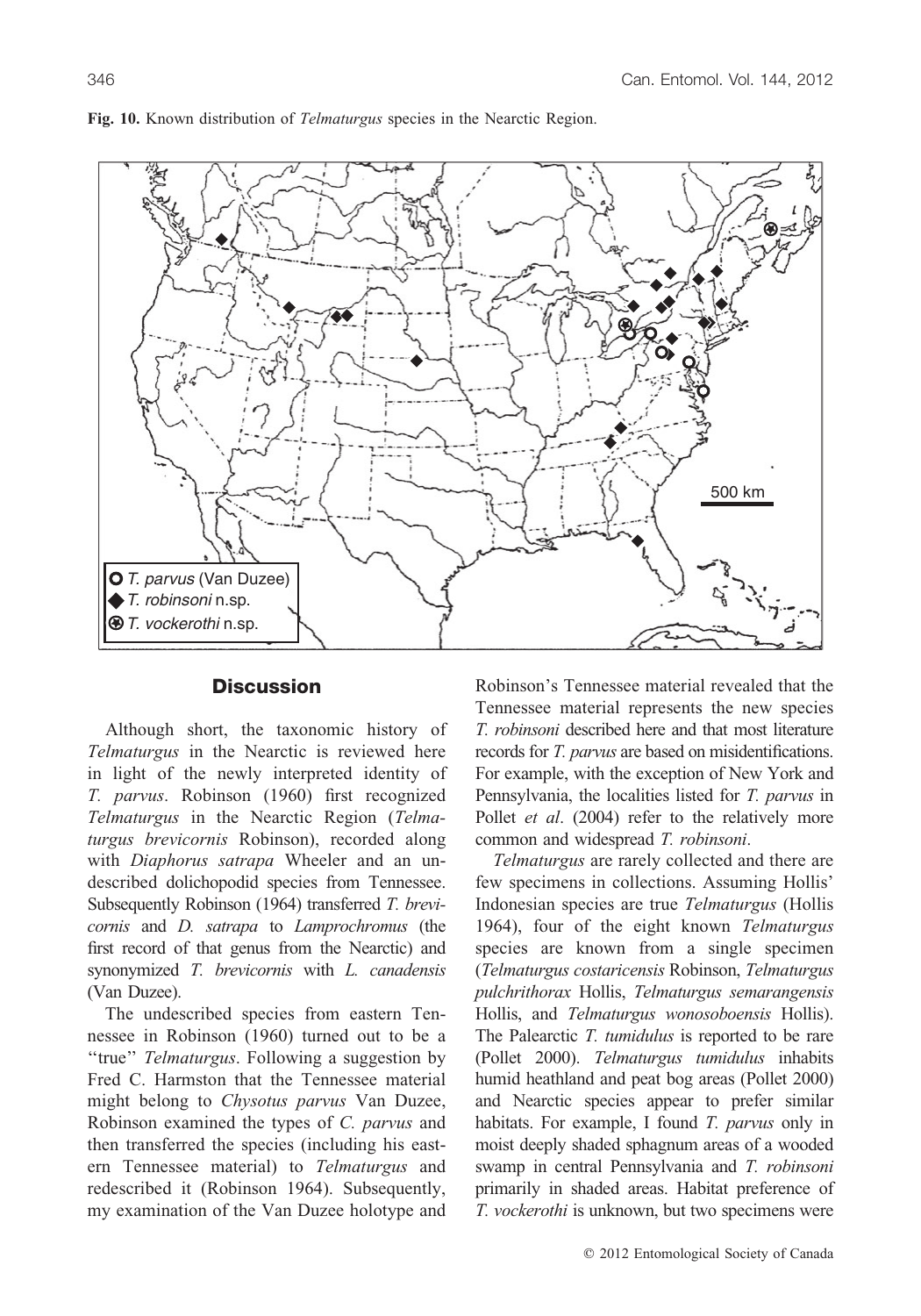**Fig. 10.** Known distribution of *Telmaturgus* species in the Nearctic Region.

## Discussion

Although short, the taxonomic history of *Telmaturgus* in the Nearctic is reviewed here in light of the newly interpreted identity of *T. parvus*. Robinson (1960) first recognized *Telmaturgus* in the Nearctic Region (*Telmaturgus brevicornis* Robinson), recorded along with *Diaphorus satrapa* Wheeler and an undescribed dolichopodid species from Tennessee. Subsequently Robinson (1964) transferred *T. brevicornis* and *D. satrapa* to *Lamprochromus* (the first record of that genus from the Nearctic) and synonymized *T. brevicornis* with *L. canadensis* (Van Duzee).

The undescribed species from eastern Tennessee in Robinson (1960) turned out to be a "true" *Telmaturgus*. Following a suggestion by Fred C. Harmston that the Tennessee material might belong to *Chysotus parvus* Van Duzee, Robinson examined the types of *C. parvus* and then transferred the species (including his eastern Tennessee material) to *Telmaturgus* and redescribed it (Robinson 1964). Subsequently, my examination of the Van Duzee holotype and Robinson's Tennessee material revealed that the Tennessee material represents the new species *T. robinsoni* described here and that most literature records for *T. parvus* are based on misidentifications. For example, with the exception of New York and Pennsylvania, the localities listed for *T. parvus* in Pollet *et al*. (2004) refer to the relatively more common and widespread *T. robinsoni*.

*Telmaturgus* are rarely collected and there are few specimens in collections. Assuming Hollis' Indonesian species are true *Telmaturgus* (Hollis 1964), four of the eight known *Telmaturgus* species are known from a single specimen (*Telmaturgus costaricensis* Robinson, *Telmaturgus pulchrithorax* Hollis, *Telmaturgus semarangensis* Hollis, and *Telmaturgus wonosoboensis* Hollis). The Palearctic *T. tumidulus* is reported to be rare (Pollet 2000). *Telmaturgus tumidulus* inhabits humid heathland and peat bog areas (Pollet 2000) and Nearctic species appear to prefer similar habitats. For example, I found *T. parvus* only in moist deeply shaded sphagnum areas of a wooded swamp in central Pennsylvania and *T. robinsoni* primarily in shaded areas. Habitat preference of *T. vockerothi* is unknown, but two specimens were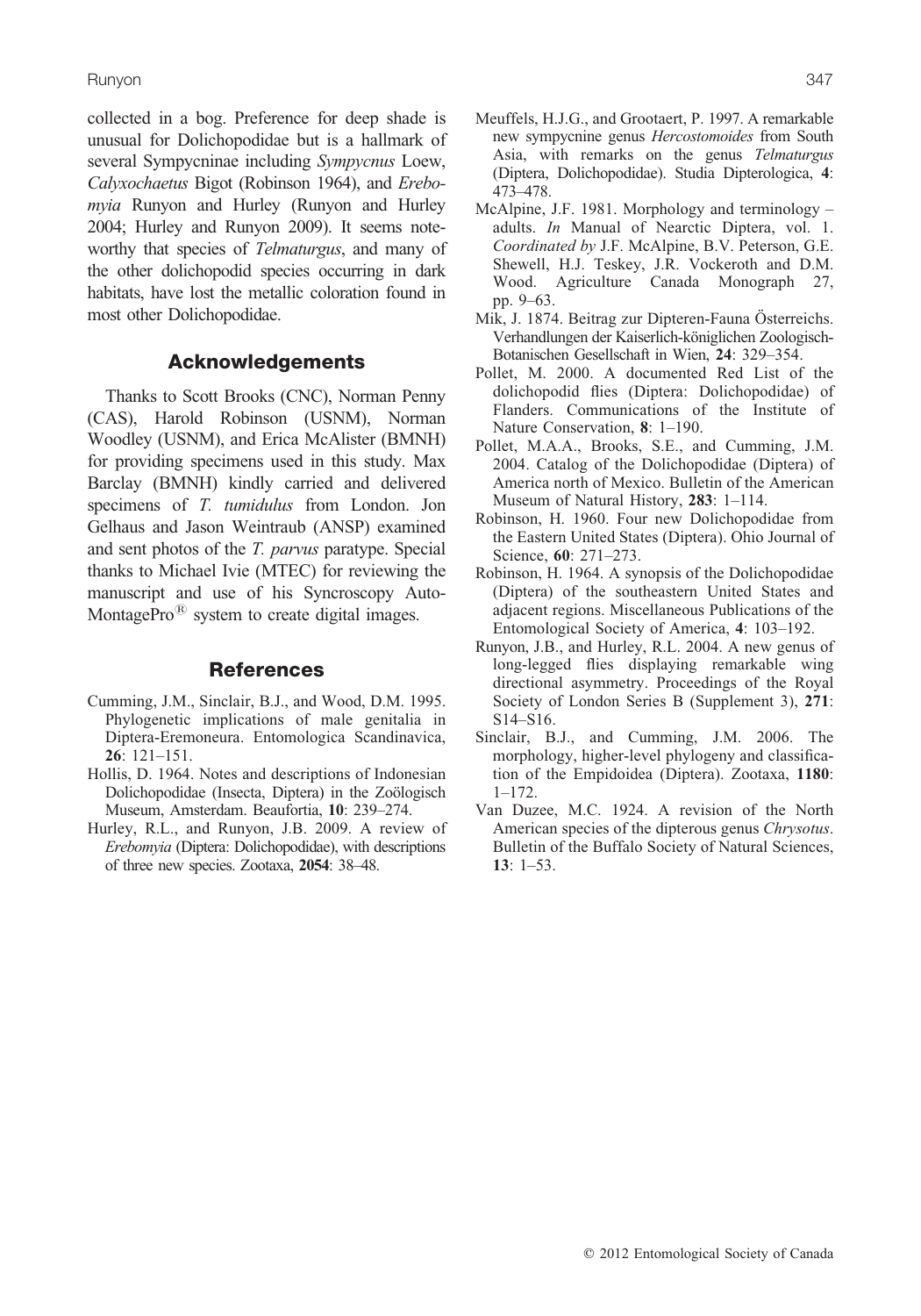collected in a bog. Preference for deep shade is unusual for Dolichopodidae but is a hallmark of several Sympycninae including *Sympycnus* Loew, *Calyxochaetus* Bigot (Robinson 1964), and *Erebomyia* Runyon and Hurley (Runyon and Hurley 2004; Hurley and Runyon 2009). It seems noteworthy that species of *Telmaturgus*, and many of the other dolichopodid species occurring in dark habitats, have lost the metallic coloration found in most other Dolichopodidae.

## Acknowledgements

Thanks to Scott Brooks (CNC), Norman Penny (CAS), Harold Robinson (USNM), Norman Woodley (USNM), and Erica McAlister (BMNH) for providing specimens used in this study. Max Barclay (BMNH) kindly carried and delivered specimens of *T. tumidulus* from London. Jon Gelhaus and Jason Weintraub (ANSP) examined and sent photos of the *T. parvus* paratype. Special thanks to Michael Ivie (MTEC) for reviewing the manuscript and use of his Syncroscopy Auto-MontagePro® system to create digital images.

## References

Cumming, J.M., Sinclair, B.J., and Wood, D.M. 1995. Phylogenetic implications of male genitalia in Diptera-Eremoneura. Entomologica Scandinavica, **26**: 121–151.

Hollis, D. 1964. Notes and descriptions of Indonesian Dolichopodidae (Insecta, Diptera) in the Zoölogisch Museum, Amsterdam. Beaufortia, **10**: 239–274.

Hurley, R.L., and Runyon, J.B. 2009. A review of *Erebomyia* (Diptera: Dolichopodidae), with descriptions of three new species. Zootaxa, **2054**: 38–48.

Meuffels, H.J.G., and Grootaert, P. 1997. A remarkable new sympycnine genus *Hercostomoides* from South Asia, with remarks on the genus *Telmaturgus* (Diptera, Dolichopodidae). Studia Dipterologica, **4**: 473–478.

McAlpine, J.F. 1981. Morphology and terminology – adults. *In* Manual of Nearctic Diptera, vol. 1. *Coordinated by* J.F. McAlpine, B.V. Peterson, G.E. Shewell, H.J. Teskey, J.R. Vockeroth and D.M. Wood. Agriculture Canada Monograph 27, pp. 9–63.

Mik, J. 1874. Beitrag zur Dipteren-Fauna Österreichs. Verhandlungen der Kaiserlich-königlichen Zoologisch-Botanischen Gesellschaft in Wien, **24**: 329–354.

Pollet, M. 2000. A documented Red List of the dolichopodid flies (Diptera: Dolichopodidae) of Flanders. Communications of the Institute of Nature Conservation, **8**: 1–190.

Pollet, M.A.A., Brooks, S.E., and Cumming, J.M. 2004. Catalog of the Dolichopodidae (Diptera) of America north of Mexico. Bulletin of the American Museum of Natural History, **283**: 1–114.

Robinson, H. 1960. Four new Dolichopodidae from the Eastern United States (Diptera). Ohio Journal of Science, **60**: 271–273.

Robinson, H. 1964. A synopsis of the Dolichopodidae (Diptera) of the southeastern United States and adjacent regions. Miscellaneous Publications of the Entomological Society of America, **4**: 103–192.

Runyon, J.B., and Hurley, R.L. 2004. A new genus of long-legged flies displaying remarkable wing directional asymmetry. Proceedings of the Royal Society of London Series B (Supplement 3), **271**: S14–S16.

Sinclair, B.J., and Cumming, J.M. 2006. The morphology, higher-level phylogeny and classification of the Empidoidea (Diptera). Zootaxa, **1180**: 1–172.

Van Duzee, M.C. 1924. A revision of the North American species of the dipterous genus *Chrysotus*. Bulletin of the Buffalo Society of Natural Sciences, **13**: 1–53.